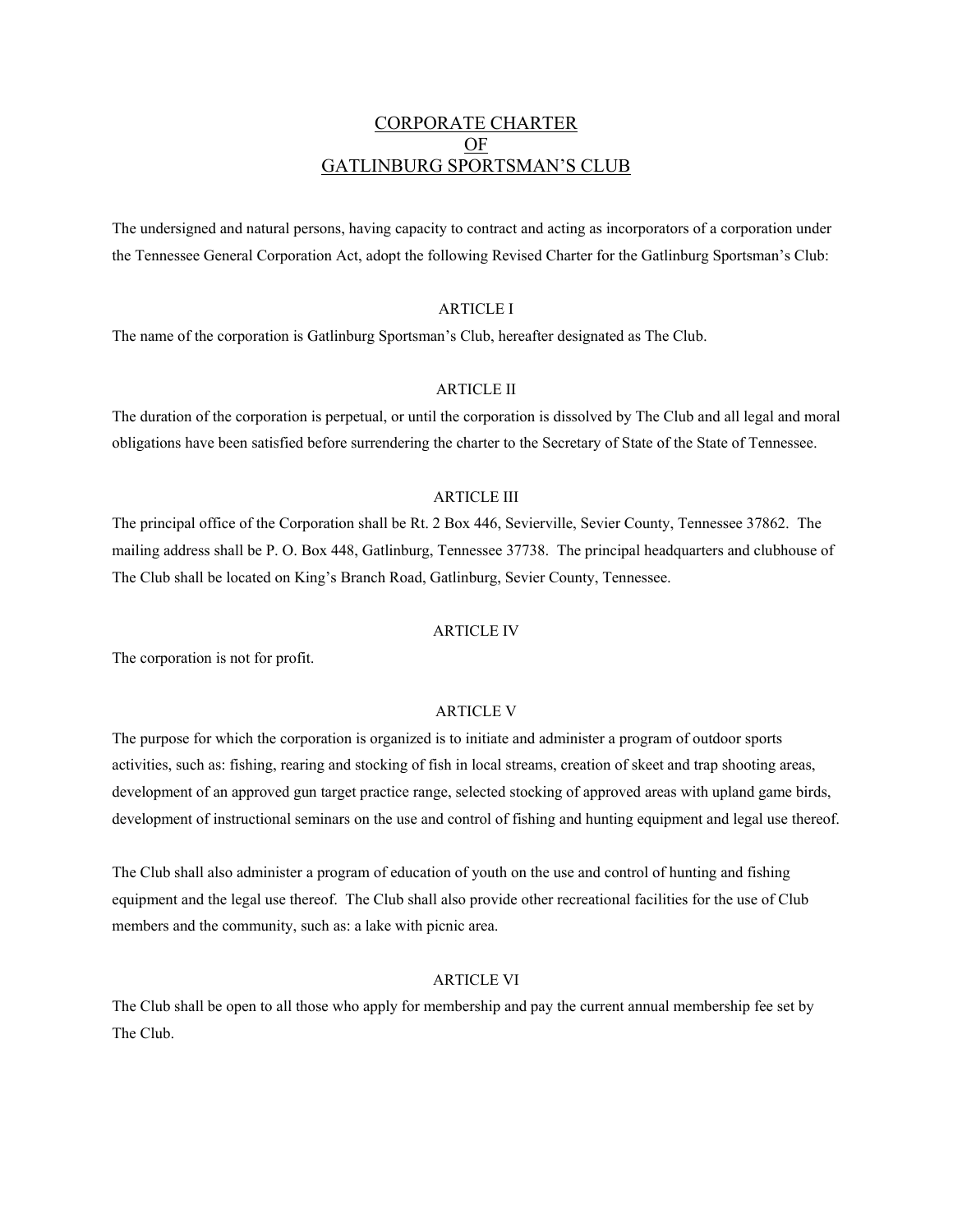# CORPORATE CHARTER
# OF
# GATLINBURG SPORTSMAN'S CLUB

The undersigned and natural persons, having capacity to contract and acting as incorporators of a corporation under the Tennessee General Corporation Act, adopt the following Revised Charter for the Gatlinburg Sportsman's Club:

## ARTICLE I

The name of the corporation is Gatlinburg Sportsman's Club, hereafter designated as The Club.

## ARTICLE II

The duration of the corporation is perpetual, or until the corporation is dissolved by The Club and all legal and moral obligations have been satisfied before surrendering the charter to the Secretary of State of the State of Tennessee.

## ARTICLE III

The principal office of the Corporation shall be Rt. 2 Box 446, Sevierville, Sevier County, Tennessee 37862. The mailing address shall be P. O. Box 448, Gatlinburg, Tennessee 37738. The principal headquarters and clubhouse of The Club shall be located on King's Branch Road, Gatlinburg, Sevier County, Tennessee.

## ARTICLE IV

The corporation is not for profit.

## ARTICLE V

The purpose for which the corporation is organized is to initiate and administer a program of outdoor sports activities, such as: fishing, rearing and stocking of fish in local streams, creation of skeet and trap shooting areas, development of an approved gun target practice range, selected stocking of approved areas with upland game birds, development of instructional seminars on the use and control of fishing and hunting equipment and legal use thereof.

The Club shall also administer a program of education of youth on the use and control of hunting and fishing equipment and the legal use thereof. The Club shall also provide other recreational facilities for the use of Club members and the community, such as: a lake with picnic area.

## ARTICLE VI

The Club shall be open to all those who apply for membership and pay the current annual membership fee set by The Club.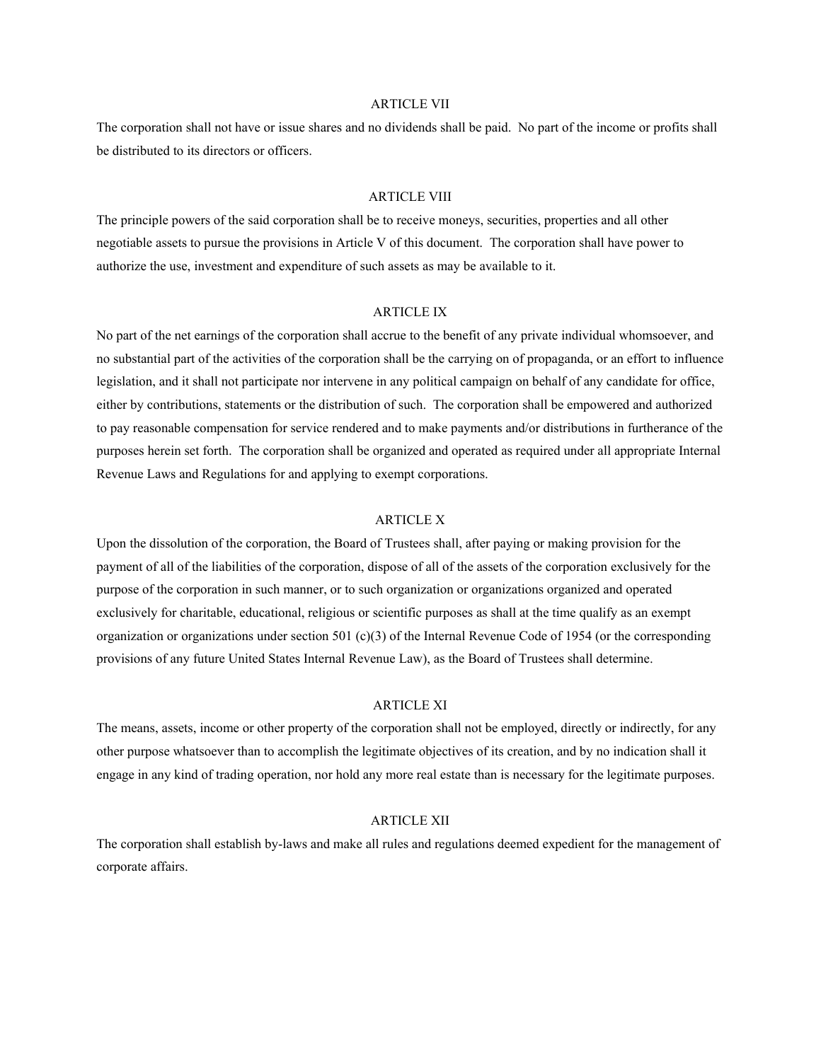## ARTICLE VII

The corporation shall not have or issue shares and no dividends shall be paid. No part of the income or profits shall be distributed to its directors or officers.

## ARTICLE VIII

The principle powers of the said corporation shall be to receive moneys, securities, properties and all other negotiable assets to pursue the provisions in Article V of this document. The corporation shall have power to authorize the use, investment and expenditure of such assets as may be available to it.

## ARTICLE IX

No part of the net earnings of the corporation shall accrue to the benefit of any private individual whomsoever, and no substantial part of the activities of the corporation shall be the carrying on of propaganda, or an effort to influence legislation, and it shall not participate nor intervene in any political campaign on behalf of any candidate for office, either by contributions, statements or the distribution of such. The corporation shall be empowered and authorized to pay reasonable compensation for service rendered and to make payments and/or distributions in furtherance of the purposes herein set forth. The corporation shall be organized and operated as required under all appropriate Internal Revenue Laws and Regulations for and applying to exempt corporations.

## ARTICLE X

Upon the dissolution of the corporation, the Board of Trustees shall, after paying or making provision for the payment of all of the liabilities of the corporation, dispose of all of the assets of the corporation exclusively for the purpose of the corporation in such manner, or to such organization or organizations organized and operated exclusively for charitable, educational, religious or scientific purposes as shall at the time qualify as an exempt organization or organizations under section 501 (c)(3) of the Internal Revenue Code of 1954 (or the corresponding provisions of any future United States Internal Revenue Law), as the Board of Trustees shall determine.

## ARTICLE XI

The means, assets, income or other property of the corporation shall not be employed, directly or indirectly, for any other purpose whatsoever than to accomplish the legitimate objectives of its creation, and by no indication shall it engage in any kind of trading operation, nor hold any more real estate than is necessary for the legitimate purposes.

## ARTICLE XII

The corporation shall establish by-laws and make all rules and regulations deemed expedient for the management of corporate affairs.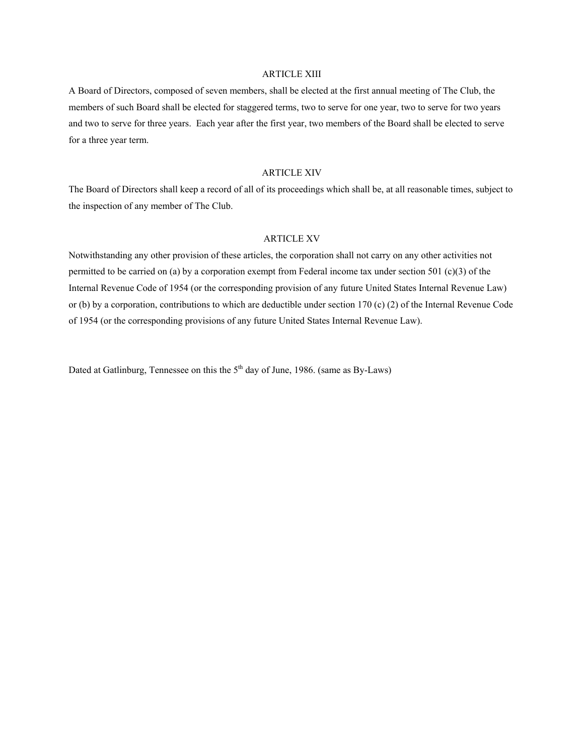## ARTICLE XIII

A Board of Directors, composed of seven members, shall be elected at the first annual meeting of The Club, the members of such Board shall be elected for staggered terms, two to serve for one year, two to serve for two years and two to serve for three years. Each year after the first year, two members of the Board shall be elected to serve for a three year term.

## ARTICLE XIV

The Board of Directors shall keep a record of all of its proceedings which shall be, at all reasonable times, subject to the inspection of any member of The Club.

## ARTICLE XV

Notwithstanding any other provision of these articles, the corporation shall not carry on any other activities not permitted to be carried on (a) by a corporation exempt from Federal income tax under section 501 (c)(3) of the Internal Revenue Code of 1954 (or the corresponding provision of any future United States Internal Revenue Law) or (b) by a corporation, contributions to which are deductible under section 170 (c) (2) of the Internal Revenue Code of 1954 (or the corresponding provisions of any future United States Internal Revenue Law).

Dated at Gatlinburg, Tennessee on this the 5th day of June, 1986. (same as By-Laws)